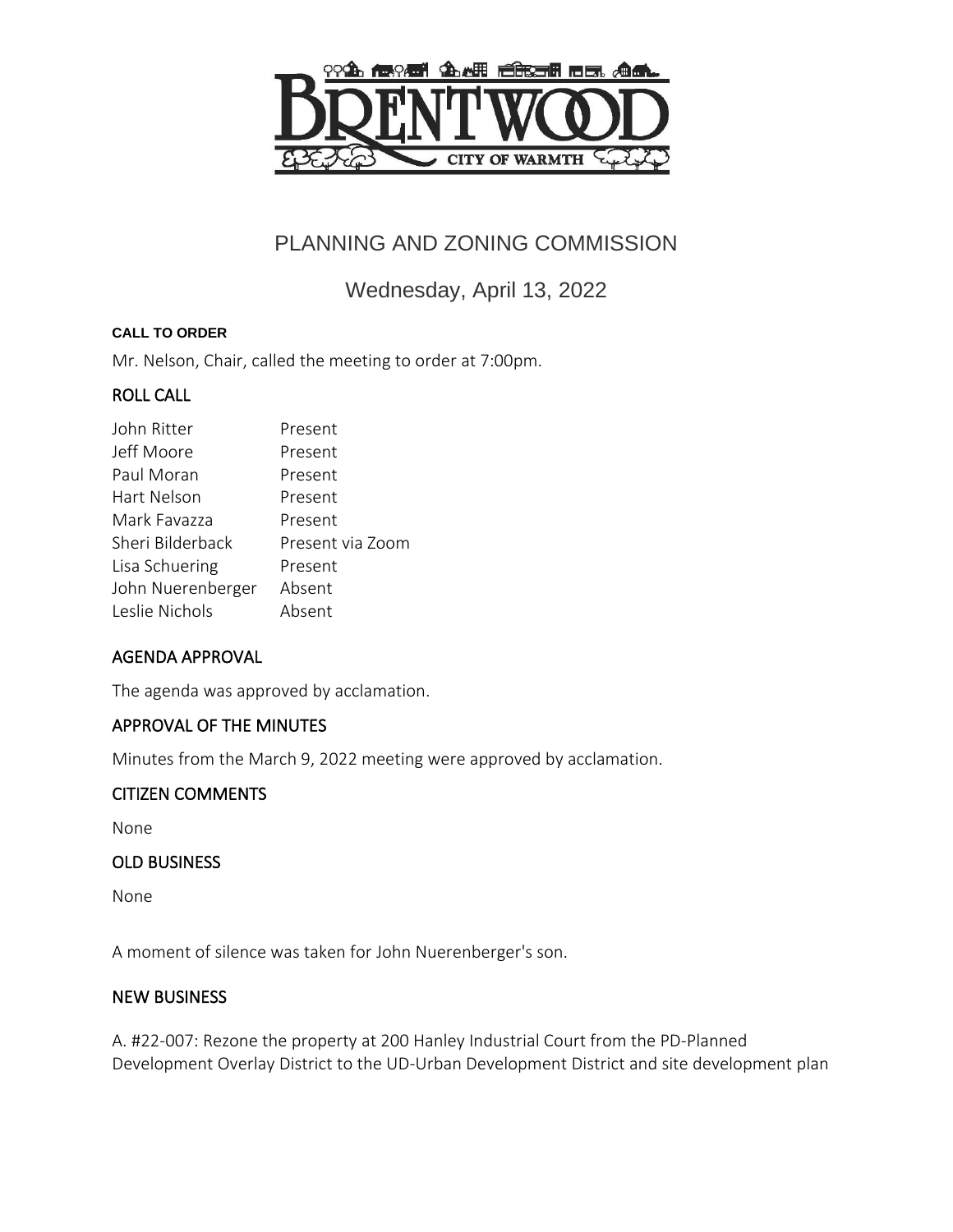# PLANNING AND ZONING COMMISSION

## Wednesday, April 13, 2022

**CALL TO ORDER**

Mr. Nelson, Chair, called the meeting to order at 7:00pm.

### ROLL CALL

| | |
|---|---|
| John Ritter | Present |
| Jeff Moore | Present |
| Paul Moran | Present |
| Hart Nelson | Present |
| Mark Favazza | Present |
| Sheri Bilderback | Present via Zoom |
| Lisa Schuering | Present |
| John Nuerenberger | Absent |
| Leslie Nichols | Absent |

### AGENDA APPROVAL

The agenda was approved by acclamation.

### APPROVAL OF THE MINUTES

Minutes from the March 9, 2022 meeting were approved by acclamation.

### CITIZEN COMMENTS

None

### OLD BUSINESS

None

A moment of silence was taken for John Nuerenberger's son.

### NEW BUSINESS

A. #22-007: Rezone the property at 200 Hanley Industrial Court from the PD-Planned Development Overlay District to the UD-Urban Development District and site development plan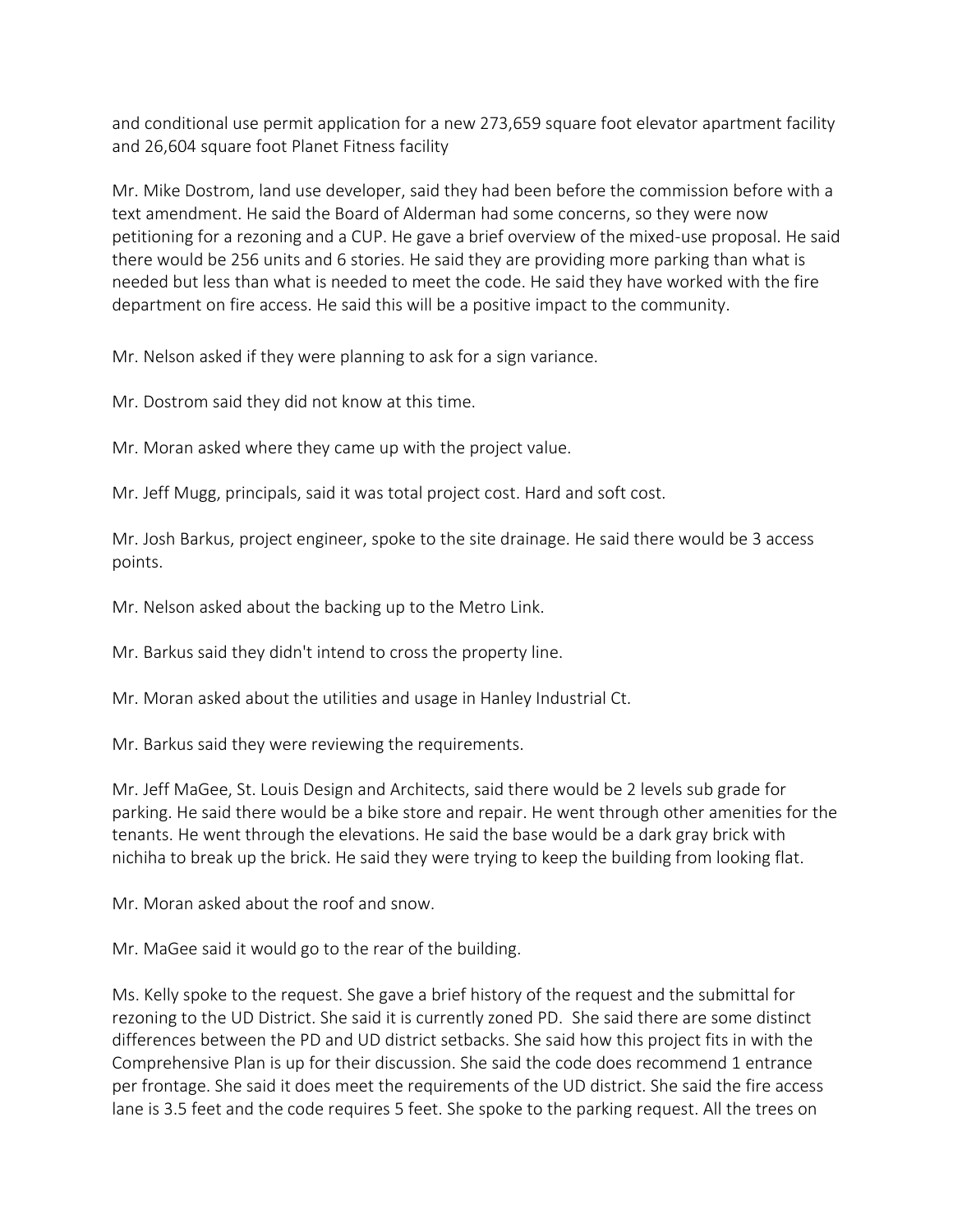and conditional use permit application for a new 273,659 square foot elevator apartment facility and 26,604 square foot Planet Fitness facility

Mr. Mike Dostrom, land use developer, said they had been before the commission before with a text amendment. He said the Board of Alderman had some concerns, so they were now petitioning for a rezoning and a CUP. He gave a brief overview of the mixed-use proposal. He said there would be 256 units and 6 stories. He said they are providing more parking than what is needed but less than what is needed to meet the code. He said they have worked with the fire department on fire access. He said this will be a positive impact to the community.

Mr. Nelson asked if they were planning to ask for a sign variance.

Mr. Dostrom said they did not know at this time.

Mr. Moran asked where they came up with the project value.

Mr. Jeff Mugg, principals, said it was total project cost. Hard and soft cost.

Mr. Josh Barkus, project engineer, spoke to the site drainage. He said there would be 3 access points.

Mr. Nelson asked about the backing up to the Metro Link.

Mr. Barkus said they didn't intend to cross the property line.

Mr. Moran asked about the utilities and usage in Hanley Industrial Ct.

Mr. Barkus said they were reviewing the requirements.

Mr. Jeff MaGee, St. Louis Design and Architects, said there would be 2 levels sub grade for parking. He said there would be a bike store and repair. He went through other amenities for the tenants. He went through the elevations. He said the base would be a dark gray brick with nichiha to break up the brick. He said they were trying to keep the building from looking flat.

Mr. Moran asked about the roof and snow.

Mr. MaGee said it would go to the rear of the building.

Ms. Kelly spoke to the request. She gave a brief history of the request and the submittal for rezoning to the UD District. She said it is currently zoned PD. She said there are some distinct differences between the PD and UD district setbacks. She said how this project fits in with the Comprehensive Plan is up for their discussion. She said the code does recommend 1 entrance per frontage. She said it does meet the requirements of the UD district. She said the fire access lane is 3.5 feet and the code requires 5 feet. She spoke to the parking request. All the trees on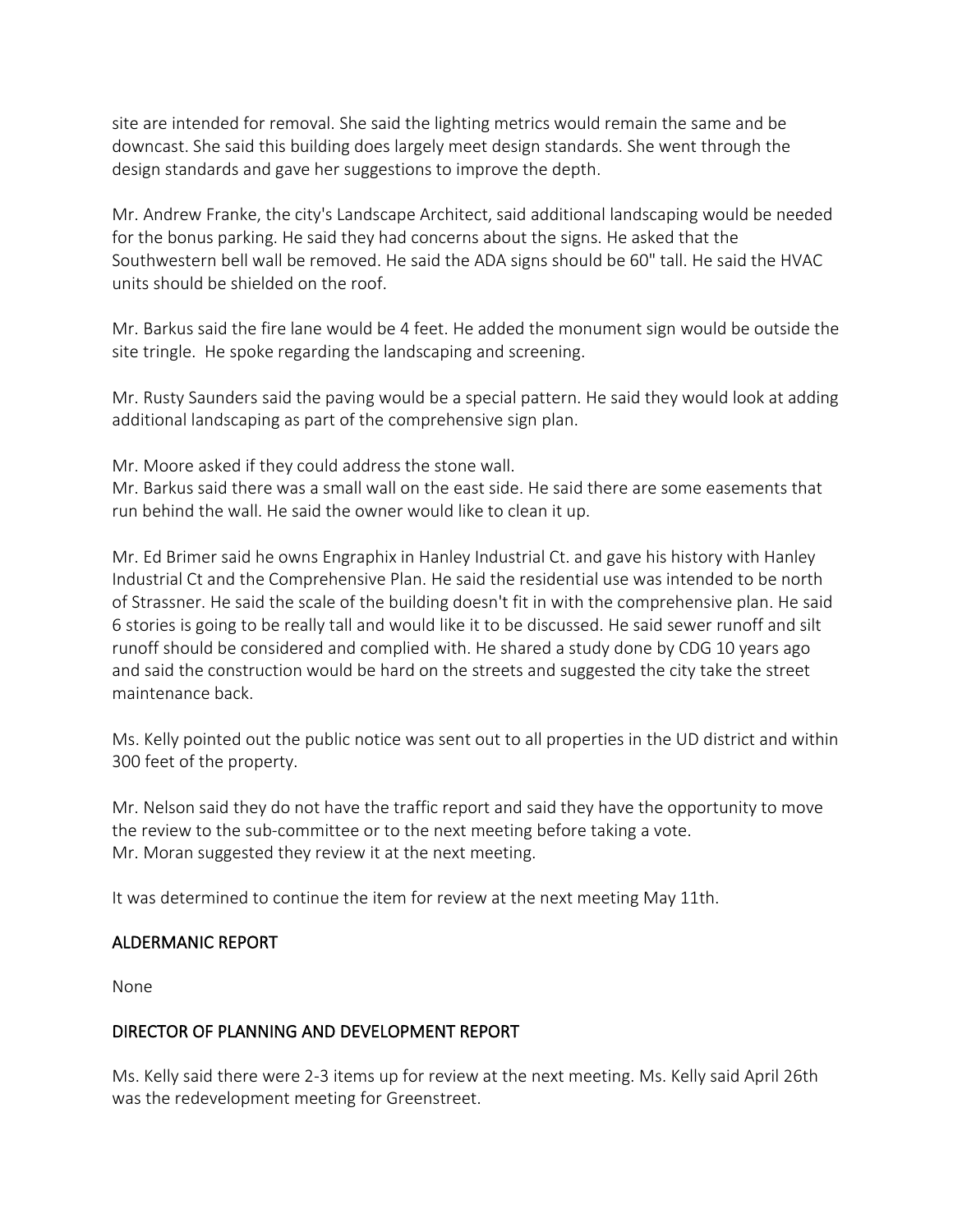site are intended for removal. She said the lighting metrics would remain the same and be downcast. She said this building does largely meet design standards. She went through the design standards and gave her suggestions to improve the depth.

Mr. Andrew Franke, the city's Landscape Architect, said additional landscaping would be needed for the bonus parking. He said they had concerns about the signs. He asked that the Southwestern bell wall be removed. He said the ADA signs should be 60" tall. He said the HVAC units should be shielded on the roof.

Mr. Barkus said the fire lane would be 4 feet. He added the monument sign would be outside the site tringle. He spoke regarding the landscaping and screening.

Mr. Rusty Saunders said the paving would be a special pattern. He said they would look at adding additional landscaping as part of the comprehensive sign plan.

Mr. Moore asked if they could address the stone wall.
Mr. Barkus said there was a small wall on the east side. He said there are some easements that run behind the wall. He said the owner would like to clean it up.

Mr. Ed Brimer said he owns Engraphix in Hanley Industrial Ct. and gave his history with Hanley Industrial Ct and the Comprehensive Plan. He said the residential use was intended to be north of Strassner. He said the scale of the building doesn't fit in with the comprehensive plan. He said 6 stories is going to be really tall and would like it to be discussed. He said sewer runoff and silt runoff should be considered and complied with. He shared a study done by CDG 10 years ago and said the construction would be hard on the streets and suggested the city take the street maintenance back.

Ms. Kelly pointed out the public notice was sent out to all properties in the UD district and within 300 feet of the property.

Mr. Nelson said they do not have the traffic report and said they have the opportunity to move the review to the sub-committee or to the next meeting before taking a vote.
Mr. Moran suggested they review it at the next meeting.

It was determined to continue the item for review at the next meeting May 11th.

## ALDERMANIC REPORT

None

## DIRECTOR OF PLANNING AND DEVELOPMENT REPORT

Ms. Kelly said there were 2-3 items up for review at the next meeting. Ms. Kelly said April 26th was the redevelopment meeting for Greenstreet.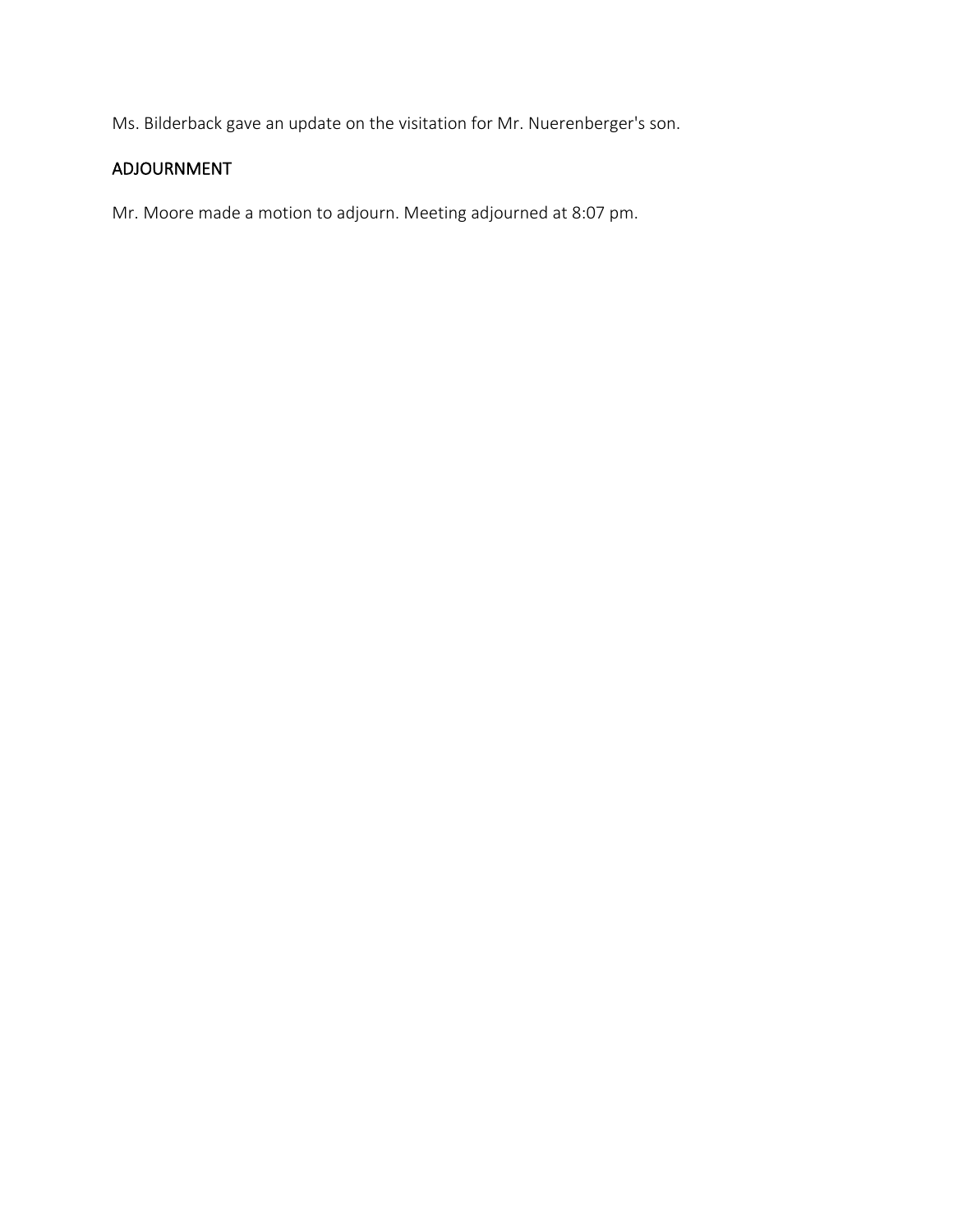Ms. Bilderback gave an update on the visitation for Mr. Nuerenberger's son.

## ADJOURNMENT

Mr. Moore made a motion to adjourn. Meeting adjourned at 8:07 pm.